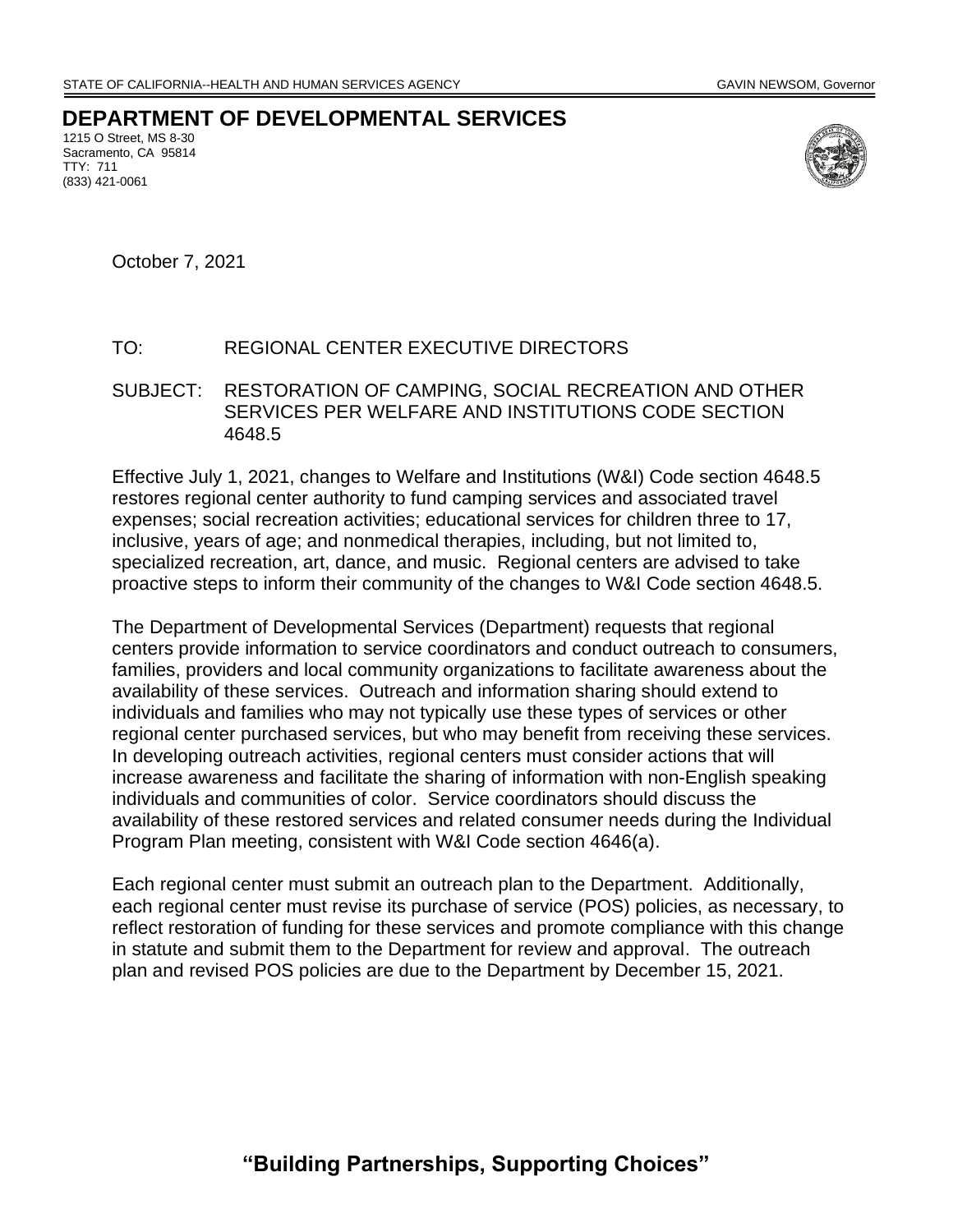STATE OF CALIFORNIA--HEALTH AND HUMAN SERVICES AGENCY GAVIN NEWSOM, Governor

# DEPARTMENT OF DEVELOPMENTAL SERVICES

1215 O Street, MS 8-30
Sacramento, CA 95814
TTY: 711
(833) 421-0061

October 7, 2021

TO: REGIONAL CENTER EXECUTIVE DIRECTORS

SUBJECT: RESTORATION OF CAMPING, SOCIAL RECREATION AND OTHER SERVICES PER WELFARE AND INSTITUTIONS CODE SECTION 4648.5

Effective July 1, 2021, changes to Welfare and Institutions (W&I) Code section 4648.5 restores regional center authority to fund camping services and associated travel expenses; social recreation activities; educational services for children three to 17, inclusive, years of age; and nonmedical therapies, including, but not limited to, specialized recreation, art, dance, and music. Regional centers are advised to take proactive steps to inform their community of the changes to W&I Code section 4648.5.

The Department of Developmental Services (Department) requests that regional centers provide information to service coordinators and conduct outreach to consumers, families, providers and local community organizations to facilitate awareness about the availability of these services. Outreach and information sharing should extend to individuals and families who may not typically use these types of services or other regional center purchased services, but who may benefit from receiving these services. In developing outreach activities, regional centers must consider actions that will increase awareness and facilitate the sharing of information with non-English speaking individuals and communities of color. Service coordinators should discuss the availability of these restored services and related consumer needs during the Individual Program Plan meeting, consistent with W&I Code section 4646(a).

Each regional center must submit an outreach plan to the Department. Additionally, each regional center must revise its purchase of service (POS) policies, as necessary, to reflect restoration of funding for these services and promote compliance with this change in statute and submit them to the Department for review and approval. The outreach plan and revised POS policies are due to the Department by December 15, 2021.

**"Building Partnerships, Supporting Choices"**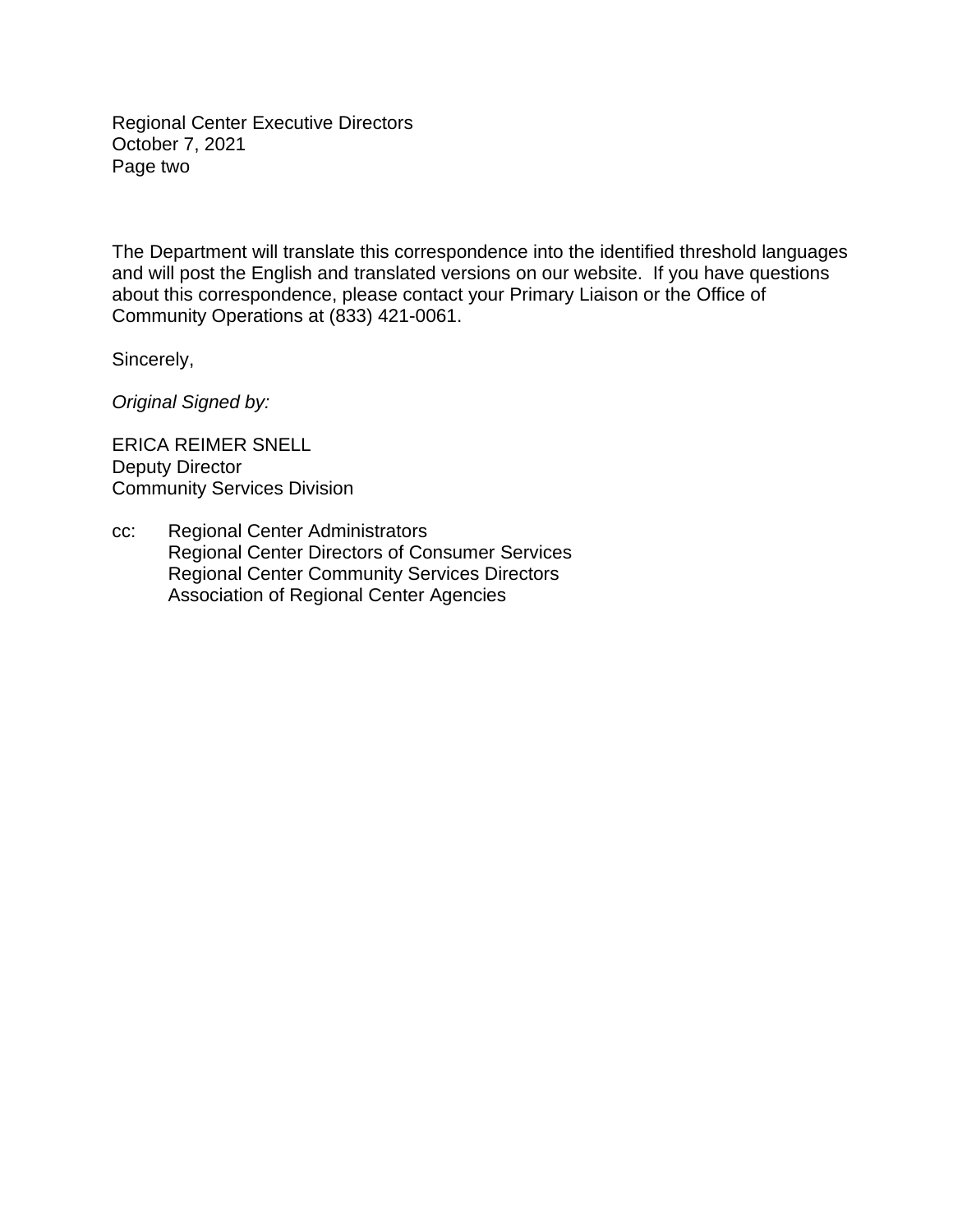The Department will translate this correspondence into the identified threshold languages and will post the English and translated versions on our website. If you have questions about this correspondence, please contact your Primary Liaison or the Office of Community Operations at (833) 421-0061.

Sincerely,

*Original Signed by:*

ERICA REIMER SNELL
Deputy Director
Community Services Division

cc: Regional Center Administrators
Regional Center Directors of Consumer Services
Regional Center Community Services Directors
Association of Regional Center Agencies